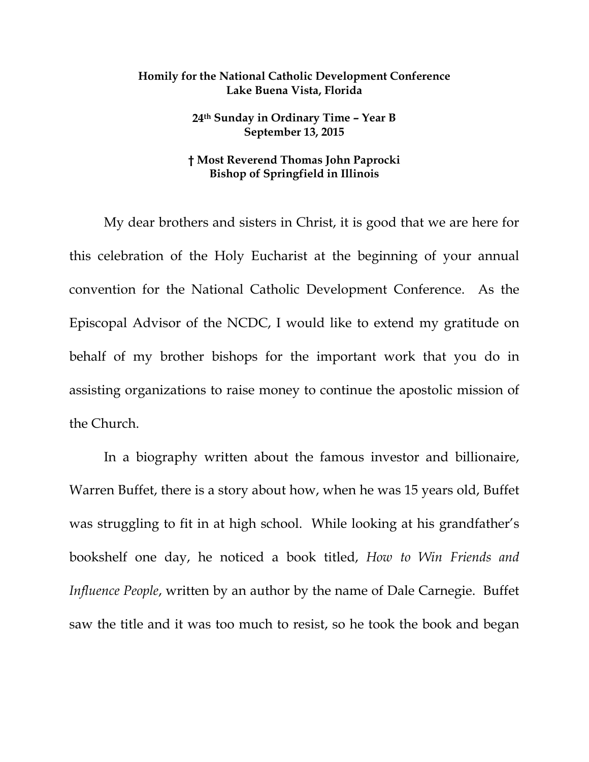**Homily for the National Catholic Development Conference**
**Lake Buena Vista, Florida**

**24th Sunday in Ordinary Time – Year B**
**September 13, 2015**

**† Most Reverend Thomas John Paprocki**
**Bishop of Springfield in Illinois**

My dear brothers and sisters in Christ, it is good that we are here for this celebration of the Holy Eucharist at the beginning of your annual convention for the National Catholic Development Conference. As the Episcopal Advisor of the NCDC, I would like to extend my gratitude on behalf of my brother bishops for the important work that you do in assisting organizations to raise money to continue the apostolic mission of the Church.

In a biography written about the famous investor and billionaire, Warren Buffet, there is a story about how, when he was 15 years old, Buffet was struggling to fit in at high school. While looking at his grandfather's bookshelf one day, he noticed a book titled, *How to Win Friends and Influence People*, written by an author by the name of Dale Carnegie. Buffet saw the title and it was too much to resist, so he took the book and began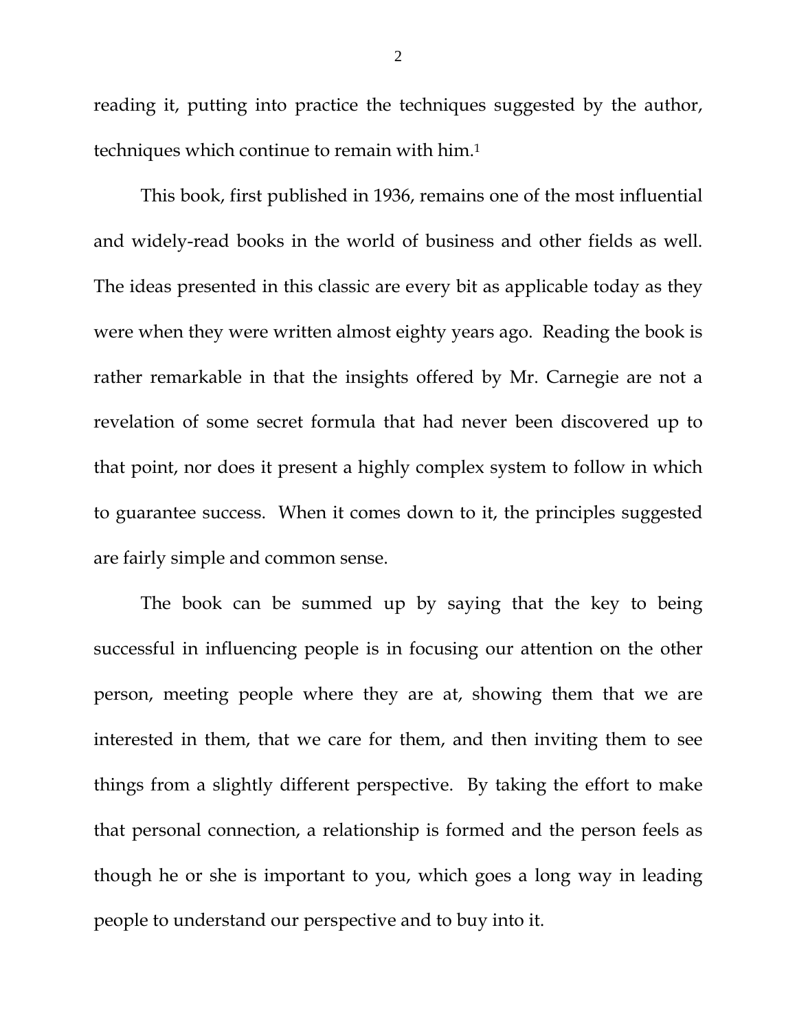reading it, putting into practice the techniques suggested by the author, techniques which continue to remain with him.[1]

This book, first published in 1936, remains one of the most influential and widely-read books in the world of business and other fields as well. The ideas presented in this classic are every bit as applicable today as they were when they were written almost eighty years ago. Reading the book is rather remarkable in that the insights offered by Mr. Carnegie are not a revelation of some secret formula that had never been discovered up to that point, nor does it present a highly complex system to follow in which to guarantee success. When it comes down to it, the principles suggested are fairly simple and common sense.

The book can be summed up by saying that the key to being successful in influencing people is in focusing our attention on the other person, meeting people where they are at, showing them that we are interested in them, that we care for them, and then inviting them to see things from a slightly different perspective. By taking the effort to make that personal connection, a relationship is formed and the person feels as though he or she is important to you, which goes a long way in leading people to understand our perspective and to buy into it.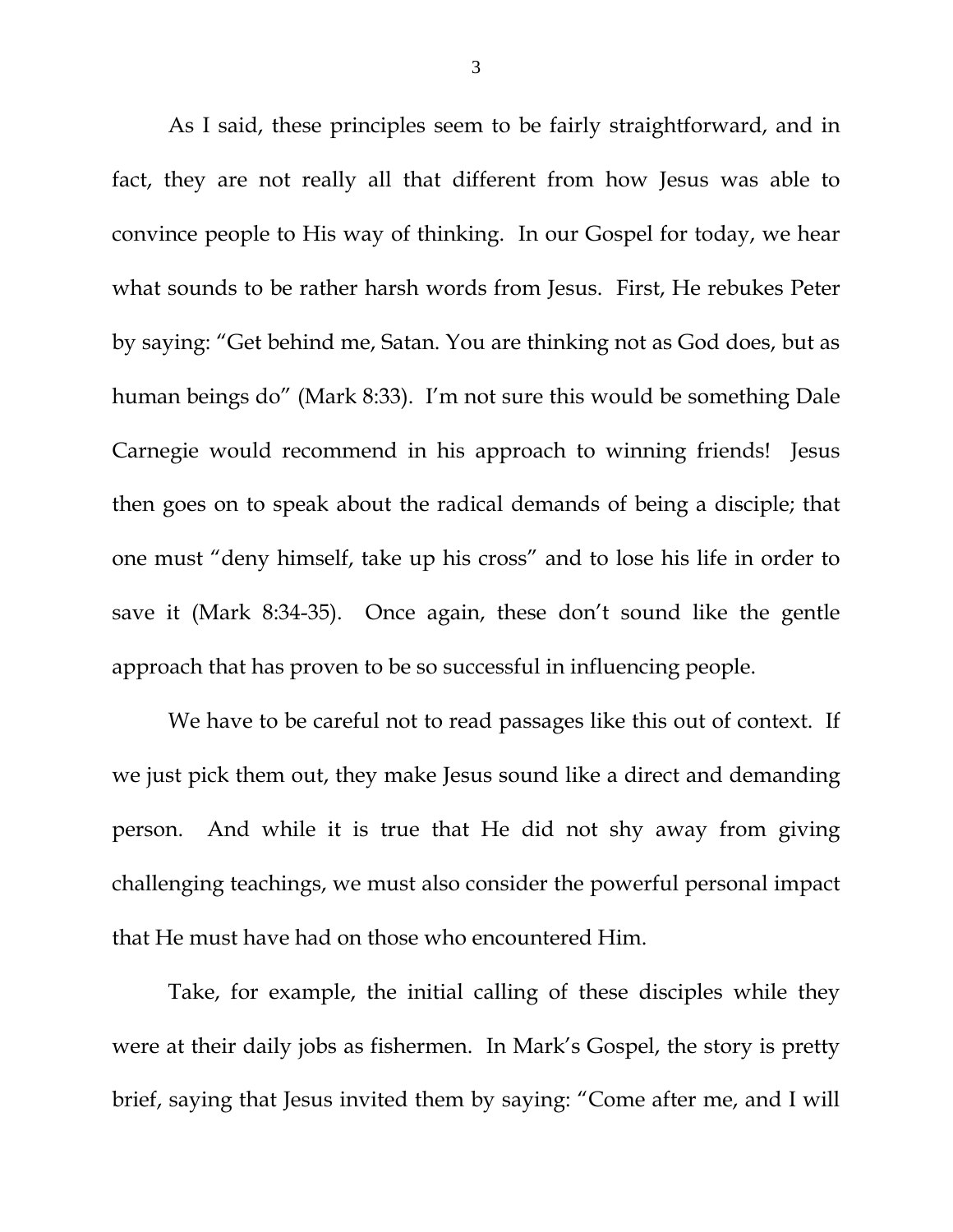As I said, these principles seem to be fairly straightforward, and in fact, they are not really all that different from how Jesus was able to convince people to His way of thinking. In our Gospel for today, we hear what sounds to be rather harsh words from Jesus. First, He rebukes Peter by saying: "Get behind me, Satan. You are thinking not as God does, but as human beings do" (Mark 8:33). I'm not sure this would be something Dale Carnegie would recommend in his approach to winning friends! Jesus then goes on to speak about the radical demands of being a disciple; that one must "deny himself, take up his cross" and to lose his life in order to save it (Mark 8:34-35). Once again, these don't sound like the gentle approach that has proven to be so successful in influencing people.

We have to be careful not to read passages like this out of context. If we just pick them out, they make Jesus sound like a direct and demanding person. And while it is true that He did not shy away from giving challenging teachings, we must also consider the powerful personal impact that He must have had on those who encountered Him.

Take, for example, the initial calling of these disciples while they were at their daily jobs as fishermen. In Mark's Gospel, the story is pretty brief, saying that Jesus invited them by saying: "Come after me, and I will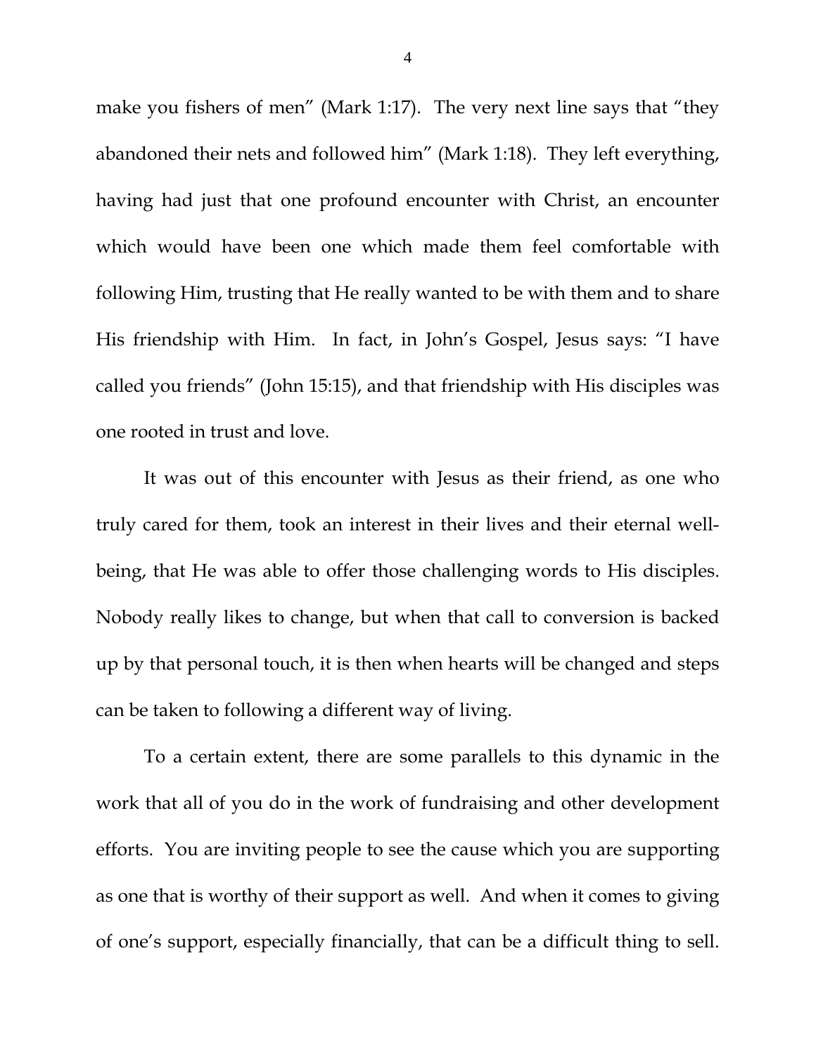make you fishers of men" (Mark 1:17). The very next line says that "they abandoned their nets and followed him" (Mark 1:18). They left everything, having had just that one profound encounter with Christ, an encounter which would have been one which made them feel comfortable with following Him, trusting that He really wanted to be with them and to share His friendship with Him. In fact, in John's Gospel, Jesus says: "I have called you friends" (John 15:15), and that friendship with His disciples was one rooted in trust and love.

It was out of this encounter with Jesus as their friend, as one who truly cared for them, took an interest in their lives and their eternal well-being, that He was able to offer those challenging words to His disciples. Nobody really likes to change, but when that call to conversion is backed up by that personal touch, it is then when hearts will be changed and steps can be taken to following a different way of living.

To a certain extent, there are some parallels to this dynamic in the work that all of you do in the work of fundraising and other development efforts. You are inviting people to see the cause which you are supporting as one that is worthy of their support as well. And when it comes to giving of one's support, especially financially, that can be a difficult thing to sell.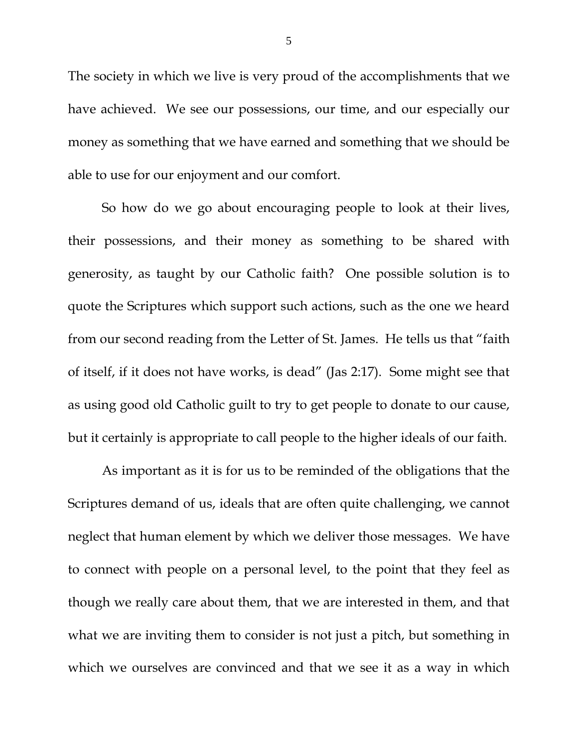The society in which we live is very proud of the accomplishments that we have achieved. We see our possessions, our time, and our especially our money as something that we have earned and something that we should be able to use for our enjoyment and our comfort.

So how do we go about encouraging people to look at their lives, their possessions, and their money as something to be shared with generosity, as taught by our Catholic faith? One possible solution is to quote the Scriptures which support such actions, such as the one we heard from our second reading from the Letter of St. James. He tells us that "faith of itself, if it does not have works, is dead" (Jas 2:17). Some might see that as using good old Catholic guilt to try to get people to donate to our cause, but it certainly is appropriate to call people to the higher ideals of our faith.

As important as it is for us to be reminded of the obligations that the Scriptures demand of us, ideals that are often quite challenging, we cannot neglect that human element by which we deliver those messages. We have to connect with people on a personal level, to the point that they feel as though we really care about them, that we are interested in them, and that what we are inviting them to consider is not just a pitch, but something in which we ourselves are convinced and that we see it as a way in which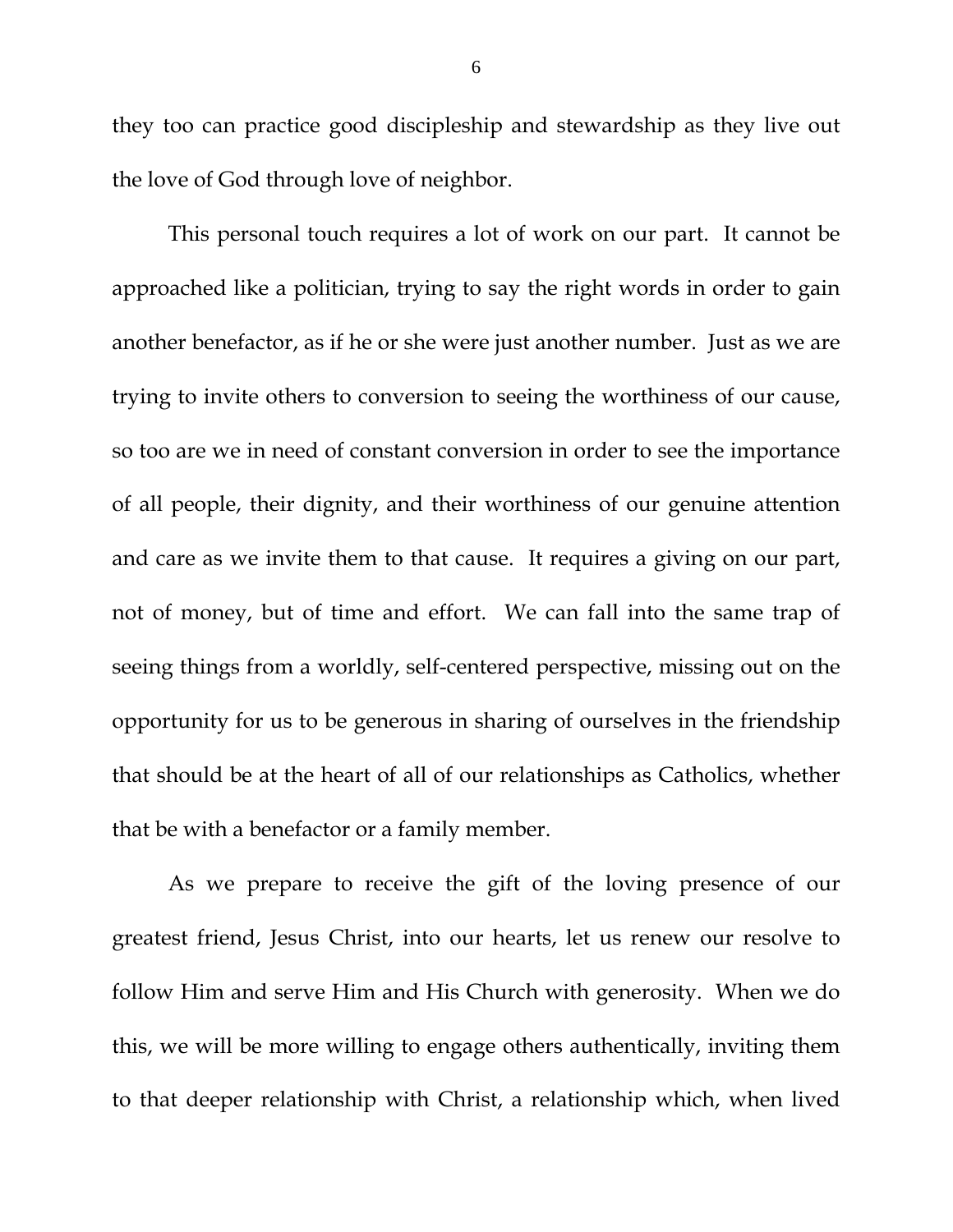they too can practice good discipleship and stewardship as they live out the love of God through love of neighbor.

This personal touch requires a lot of work on our part. It cannot be approached like a politician, trying to say the right words in order to gain another benefactor, as if he or she were just another number. Just as we are trying to invite others to conversion to seeing the worthiness of our cause, so too are we in need of constant conversion in order to see the importance of all people, their dignity, and their worthiness of our genuine attention and care as we invite them to that cause. It requires a giving on our part, not of money, but of time and effort. We can fall into the same trap of seeing things from a worldly, self-centered perspective, missing out on the opportunity for us to be generous in sharing of ourselves in the friendship that should be at the heart of all of our relationships as Catholics, whether that be with a benefactor or a family member.

As we prepare to receive the gift of the loving presence of our greatest friend, Jesus Christ, into our hearts, let us renew our resolve to follow Him and serve Him and His Church with generosity. When we do this, we will be more willing to engage others authentically, inviting them to that deeper relationship with Christ, a relationship which, when lived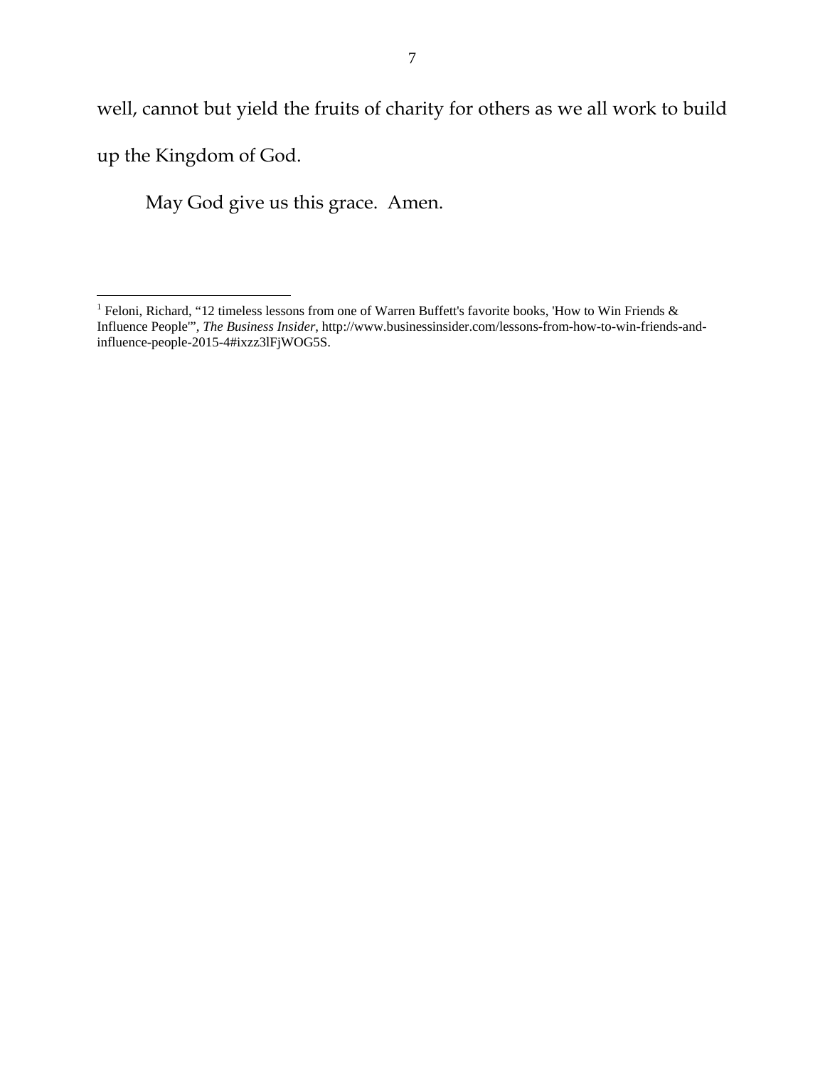well, cannot but yield the fruits of charity for others as we all work to build up the Kingdom of God.

May God give us this grace. Amen.

---

[1] Feloni, Richard, "12 timeless lessons from one of Warren Buffett's favorite books, 'How to Win Friends & Influence People'", *The Business Insider*, http://www.businessinsider.com/lessons-from-how-to-win-friends-and-influence-people-2015-4#ixzz3lFjWOG5S.